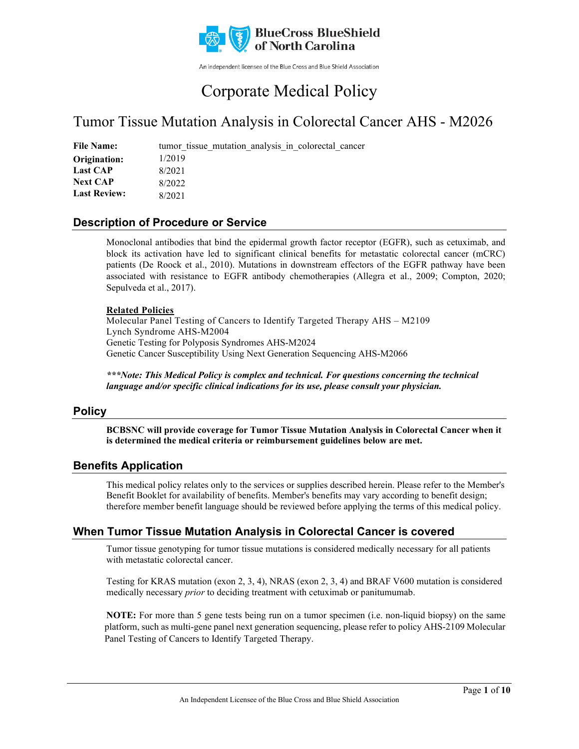BlueCross BlueShield of North Carolina

An independent licensee of the Blue Cross and Blue Shield Association

# Corporate Medical Policy

## Tumor Tissue Mutation Analysis in Colorectal Cancer AHS - M2026

**File Name:** tumor_tissue_mutation_analysis_in_colorectal_cancer
**Origination:** 1/2019
**Last CAP** 8/2021
**Next CAP** 8/2022
**Last Review:** 8/2021

## Description of Procedure or Service

Monoclonal antibodies that bind the epidermal growth factor receptor (EGFR), such as cetuximab, and block its activation have led to significant clinical benefits for metastatic colorectal cancer (mCRC) patients (De Roock et al., 2010). Mutations in downstream effectors of the EGFR pathway have been associated with resistance to EGFR antibody chemotherapies (Allegra et al., 2009; Compton, 2020; Sepulveda et al., 2017).

**Related Policies**
Molecular Panel Testing of Cancers to Identify Targeted Therapy AHS – M2109
Lynch Syndrome AHS-M2004
Genetic Testing for Polyposis Syndromes AHS-M2024
Genetic Cancer Susceptibility Using Next Generation Sequencing AHS-M2066

***\*\*\*Note: This Medical Policy is complex and technical. For questions concerning the technical language and/or specific clinical indications for its use, please consult your physician.***

## Policy

**BCBSNC will provide coverage for Tumor Tissue Mutation Analysis in Colorectal Cancer when it is determined the medical criteria or reimbursement guidelines below are met.**

## Benefits Application

This medical policy relates only to the services or supplies described herein. Please refer to the Member's Benefit Booklet for availability of benefits. Member's benefits may vary according to benefit design; therefore member benefit language should be reviewed before applying the terms of this medical policy.

## When Tumor Tissue Mutation Analysis in Colorectal Cancer is covered

Tumor tissue genotyping for tumor tissue mutations is considered medically necessary for all patients with metastatic colorectal cancer.

Testing for KRAS mutation (exon 2, 3, 4), NRAS (exon 2, 3, 4) and BRAF V600 mutation is considered medically necessary *prior* to deciding treatment with cetuximab or panitumumab.

**NOTE:** For more than 5 gene tests being run on a tumor specimen (i.e. non-liquid biopsy) on the same platform, such as multi-gene panel next generation sequencing, please refer to policy AHS-2109 Molecular Panel Testing of Cancers to Identify Targeted Therapy.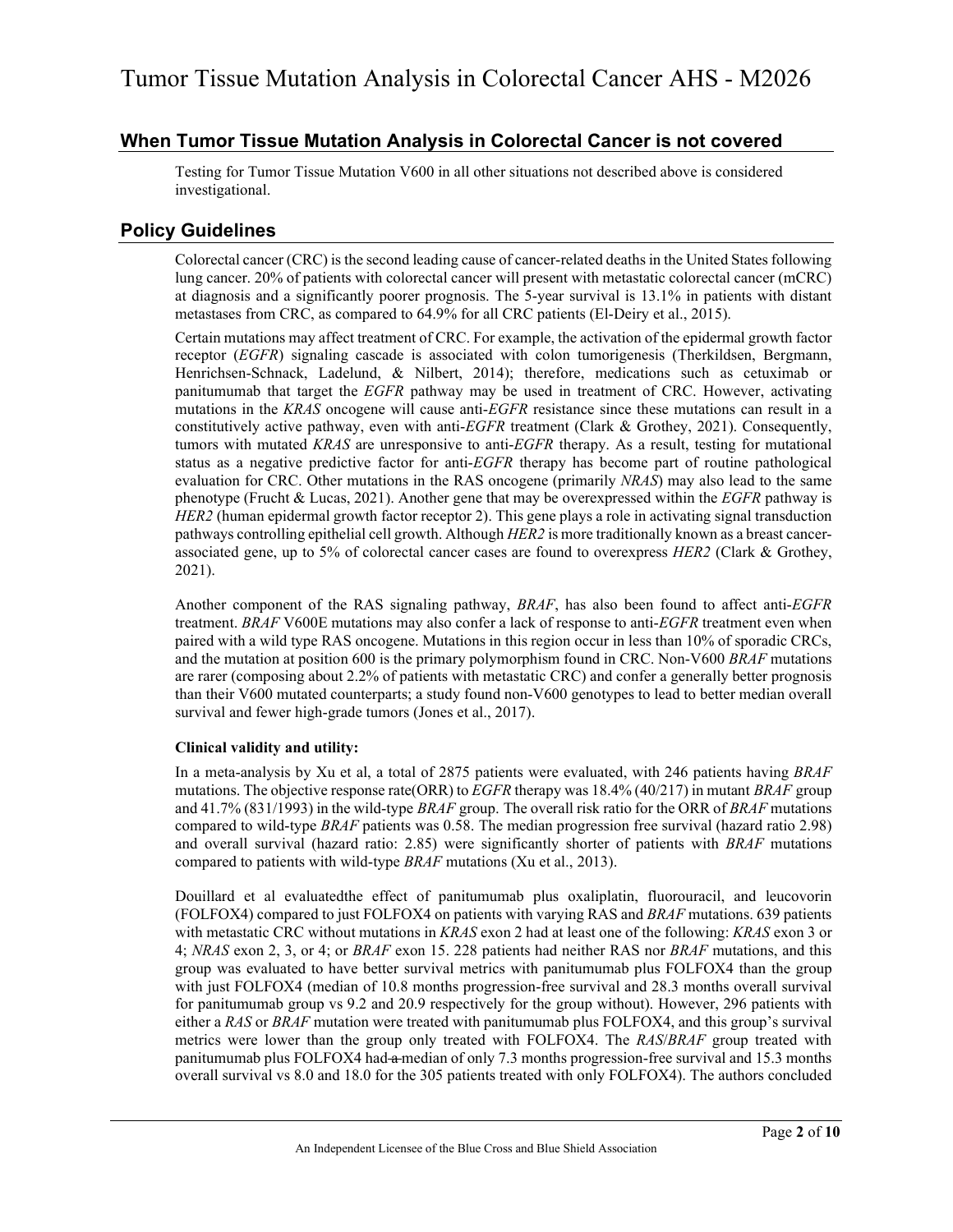## When Tumor Tissue Mutation Analysis in Colorectal Cancer is not covered

Testing for Tumor Tissue Mutation V600 in all other situations not described above is considered investigational.

## Policy Guidelines

Colorectal cancer (CRC) is the second leading cause of cancer-related deaths in the United States following lung cancer. 20% of patients with colorectal cancer will present with metastatic colorectal cancer (mCRC) at diagnosis and a significantly poorer prognosis. The 5-year survival is 13.1% in patients with distant metastases from CRC, as compared to 64.9% for all CRC patients (El-Deiry et al., 2015).

Certain mutations may affect treatment of CRC. For example, the activation of the epidermal growth factor receptor (*EGFR*) signaling cascade is associated with colon tumorigenesis (Therkildsen, Bergmann, Henrichsen-Schnack, Ladelund, & Nilbert, 2014); therefore, medications such as cetuximab or panitumumab that target the *EGFR* pathway may be used in treatment of CRC. However, activating mutations in the *KRAS* oncogene will cause anti-*EGFR* resistance since these mutations can result in a constitutively active pathway, even with anti-*EGFR* treatment (Clark & Grothey, 2021). Consequently, tumors with mutated *KRAS* are unresponsive to anti-*EGFR* therapy. As a result, testing for mutational status as a negative predictive factor for anti-*EGFR* therapy has become part of routine pathological evaluation for CRC. Other mutations in the RAS oncogene (primarily *NRAS*) may also lead to the same phenotype (Frucht & Lucas, 2021). Another gene that may be overexpressed within the *EGFR* pathway is *HER2* (human epidermal growth factor receptor 2). This gene plays a role in activating signal transduction pathways controlling epithelial cell growth. Although *HER2* is more traditionally known as a breast cancer-associated gene, up to 5% of colorectal cancer cases are found to overexpress *HER2* (Clark & Grothey, 2021).

Another component of the RAS signaling pathway, *BRAF*, has also been found to affect anti-*EGFR* treatment. *BRAF* V600E mutations may also confer a lack of response to anti-*EGFR* treatment even when paired with a wild type RAS oncogene. Mutations in this region occur in less than 10% of sporadic CRCs, and the mutation at position 600 is the primary polymorphism found in CRC. Non-V600 *BRAF* mutations are rarer (composing about 2.2% of patients with metastatic CRC) and confer a generally better prognosis than their V600 mutated counterparts; a study found non-V600 genotypes to lead to better median overall survival and fewer high-grade tumors (Jones et al., 2017).

**Clinical validity and utility:**

In a meta-analysis by Xu et al, a total of 2875 patients were evaluated, with 246 patients having *BRAF* mutations. The objective response rate(ORR) to *EGFR* therapy was 18.4% (40/217) in mutant *BRAF* group and 41.7% (831/1993) in the wild-type *BRAF* group. The overall risk ratio for the ORR of *BRAF* mutations compared to wild-type *BRAF* patients was 0.58. The median progression free survival (hazard ratio 2.98) and overall survival (hazard ratio: 2.85) were significantly shorter of patients with *BRAF* mutations compared to patients with wild-type *BRAF* mutations (Xu et al., 2013).

Douillard et al evaluatedthe effect of panitumumab plus oxaliplatin, fluorouracil, and leucovorin (FOLFOX4) compared to just FOLFOX4 on patients with varying RAS and *BRAF* mutations. 639 patients with metastatic CRC without mutations in *KRAS* exon 2 had at least one of the following: *KRAS* exon 3 or 4; *NRAS* exon 2, 3, or 4; or *BRAF* exon 15. 228 patients had neither RAS nor *BRAF* mutations, and this group was evaluated to have better survival metrics with panitumumab plus FOLFOX4 than the group with just FOLFOX4 (median of 10.8 months progression-free survival and 28.3 months overall survival for panitumumab group vs 9.2 and 20.9 respectively for the group without). However, 296 patients with either a *RAS* or *BRAF* mutation were treated with panitumumab plus FOLFOX4, and this group's survival metrics were lower than the group only treated with FOLFOX4. The *RAS*/*BRAF* group treated with panitumumab plus FOLFOX4 had ~~a~~ median of only 7.3 months progression-free survival and 15.3 months overall survival vs 8.0 and 18.0 for the 305 patients treated with only FOLFOX4). The authors concluded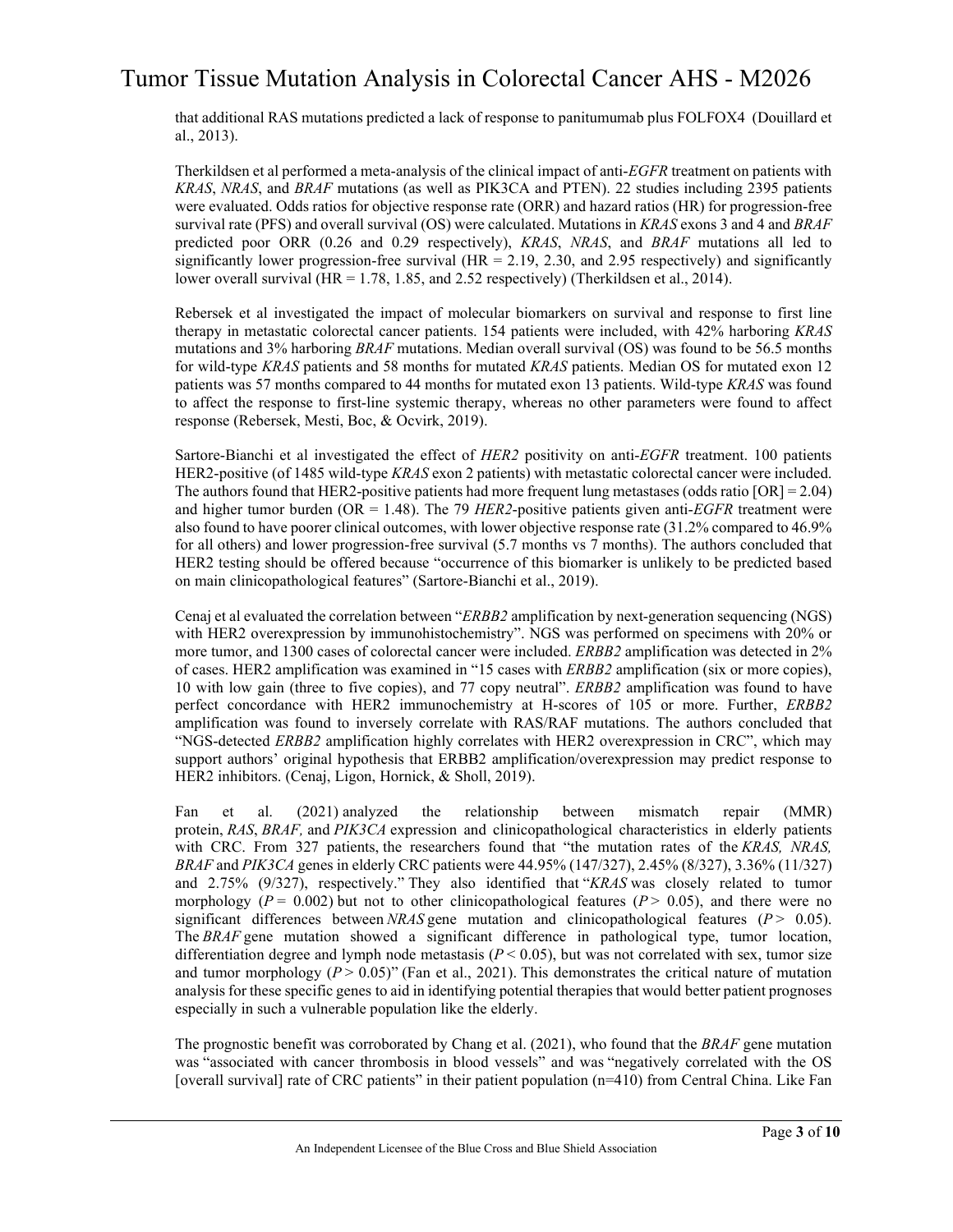that additional RAS mutations predicted a lack of response to panitumumab plus FOLFOX4 (Douillard et al., 2013).

Therkildsen et al performed a meta-analysis of the clinical impact of anti-*EGFR* treatment on patients with *KRAS*, *NRAS*, and *BRAF* mutations (as well as PIK3CA and PTEN). 22 studies including 2395 patients were evaluated. Odds ratios for objective response rate (ORR) and hazard ratios (HR) for progression-free survival rate (PFS) and overall survival (OS) were calculated. Mutations in *KRAS* exons 3 and 4 and *BRAF* predicted poor ORR (0.26 and 0.29 respectively), *KRAS*, *NRAS*, and *BRAF* mutations all led to significantly lower progression-free survival (HR = 2.19, 2.30, and 2.95 respectively) and significantly lower overall survival (HR = 1.78, 1.85, and 2.52 respectively) (Therkildsen et al., 2014).

Rebersek et al investigated the impact of molecular biomarkers on survival and response to first line therapy in metastatic colorectal cancer patients. 154 patients were included, with 42% harboring *KRAS* mutations and 3% harboring *BRAF* mutations. Median overall survival (OS) was found to be 56.5 months for wild-type *KRAS* patients and 58 months for mutated *KRAS* patients. Median OS for mutated exon 12 patients was 57 months compared to 44 months for mutated exon 13 patients. Wild-type *KRAS* was found to affect the response to first-line systemic therapy, whereas no other parameters were found to affect response (Rebersek, Mesti, Boc, & Ocvirk, 2019).

Sartore-Bianchi et al investigated the effect of *HER2* positivity on anti-*EGFR* treatment. 100 patients HER2-positive (of 1485 wild-type *KRAS* exon 2 patients) with metastatic colorectal cancer were included. The authors found that HER2-positive patients had more frequent lung metastases (odds ratio [OR] = 2.04) and higher tumor burden (OR = 1.48). The 79 *HER2*-positive patients given anti-*EGFR* treatment were also found to have poorer clinical outcomes, with lower objective response rate (31.2% compared to 46.9% for all others) and lower progression-free survival (5.7 months vs 7 months). The authors concluded that HER2 testing should be offered because "occurrence of this biomarker is unlikely to be predicted based on main clinicopathological features" (Sartore-Bianchi et al., 2019).

Cenaj et al evaluated the correlation between "*ERBB2* amplification by next-generation sequencing (NGS) with HER2 overexpression by immunohistochemistry". NGS was performed on specimens with 20% or more tumor, and 1300 cases of colorectal cancer were included. *ERBB2* amplification was detected in 2% of cases. HER2 amplification was examined in "15 cases with *ERBB2* amplification (six or more copies), 10 with low gain (three to five copies), and 77 copy neutral". *ERBB2* amplification was found to have perfect concordance with HER2 immunochemistry at H-scores of 105 or more. Further, *ERBB2* amplification was found to inversely correlate with RAS/RAF mutations. The authors concluded that "NGS-detected *ERBB2* amplification highly correlates with HER2 overexpression in CRC", which may support authors' original hypothesis that ERBB2 amplification/overexpression may predict response to HER2 inhibitors. (Cenaj, Ligon, Hornick, & Sholl, 2019).

Fan et al. (2021) analyzed the relationship between mismatch repair (MMR) protein, *RAS*, *BRAF,* and *PIK3CA* expression and clinicopathological characteristics in elderly patients with CRC. From 327 patients, the researchers found that "the mutation rates of the *KRAS, NRAS, BRAF* and *PIK3CA* genes in elderly CRC patients were 44.95% (147/327), 2.45% (8/327), 3.36% (11/327) and 2.75% (9/327), respectively." They also identified that "*KRAS* was closely related to tumor morphology ($P = 0.002$) but not to other clinicopathological features ($P > 0.05$), and there were no significant differences between *NRAS* gene mutation and clinicopathological features ($P > 0.05$). The *BRAF* gene mutation showed a significant difference in pathological type, tumor location, differentiation degree and lymph node metastasis ($P < 0.05$), but was not correlated with sex, tumor size and tumor morphology ($P > 0.05$)" (Fan et al., 2021). This demonstrates the critical nature of mutation analysis for these specific genes to aid in identifying potential therapies that would better patient prognoses especially in such a vulnerable population like the elderly.

The prognostic benefit was corroborated by Chang et al. (2021), who found that the *BRAF* gene mutation was "associated with cancer thrombosis in blood vessels" and was "negatively correlated with the OS [overall survival] rate of CRC patients" in their patient population (n=410) from Central China. Like Fan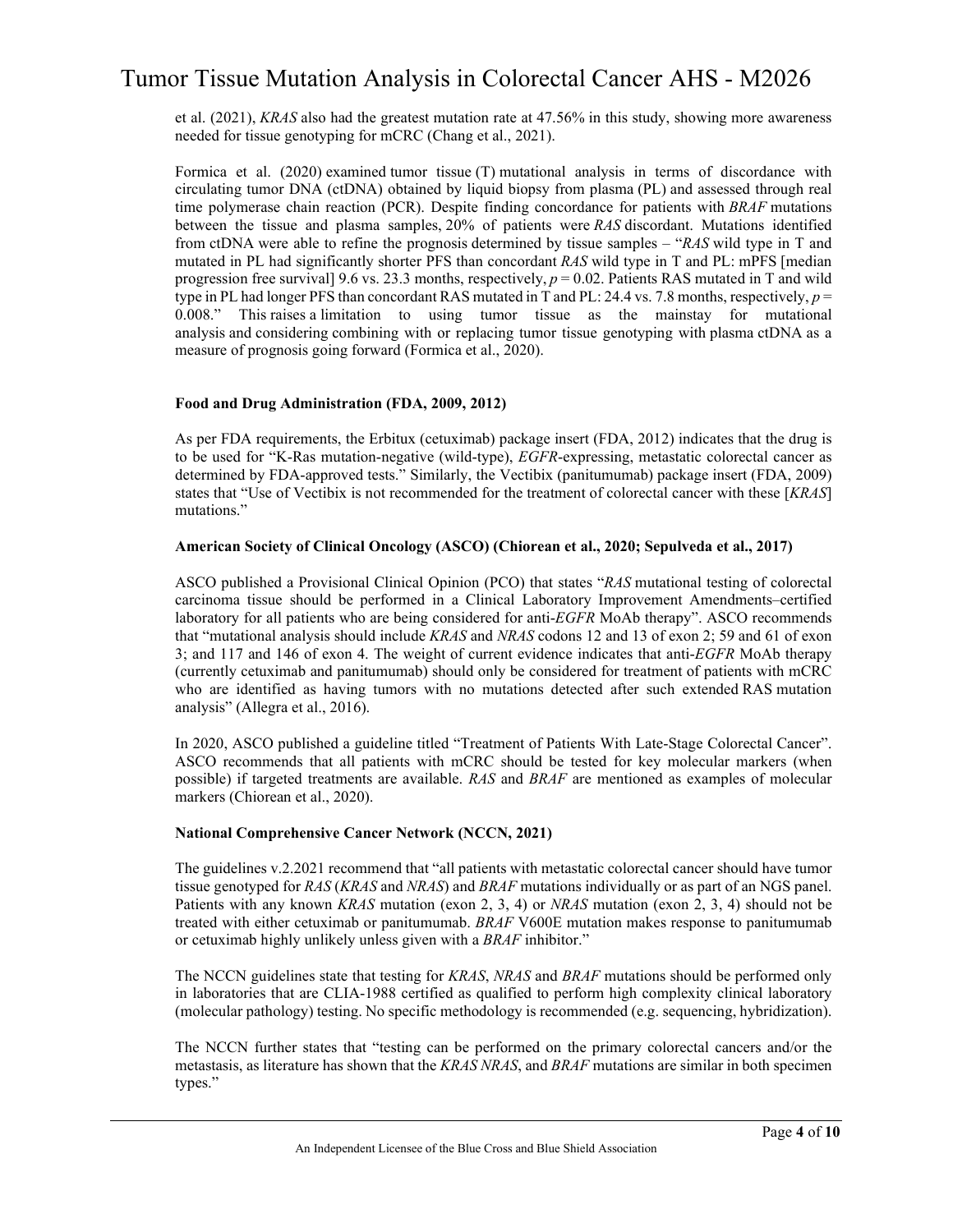et al. (2021), *KRAS* also had the greatest mutation rate at 47.56% in this study, showing more awareness needed for tissue genotyping for mCRC (Chang et al., 2021).

Formica et al. (2020) examined tumor tissue (T) mutational analysis in terms of discordance with circulating tumor DNA (ctDNA) obtained by liquid biopsy from plasma (PL) and assessed through real time polymerase chain reaction (PCR). Despite finding concordance for patients with *BRAF* mutations between the tissue and plasma samples, 20% of patients were *RAS* discordant. Mutations identified from ctDNA were able to refine the prognosis determined by tissue samples – "*RAS* wild type in T and mutated in PL had significantly shorter PFS than concordant *RAS* wild type in T and PL: mPFS [median progression free survival] 9.6 vs. 23.3 months, respectively, $p = 0.02$. Patients RAS mutated in T and wild type in PL had longer PFS than concordant RAS mutated in T and PL: 24.4 vs. 7.8 months, respectively, $p = 0.008$." This raises a limitation to using tumor tissue as the mainstay for mutational analysis and considering combining with or replacing tumor tissue genotyping with plasma ctDNA as a measure of prognosis going forward (Formica et al., 2020).

**Food and Drug Administration (FDA, 2009, 2012)**

As per FDA requirements, the Erbitux (cetuximab) package insert (FDA, 2012) indicates that the drug is to be used for "K-Ras mutation-negative (wild-type), *EGFR*-expressing, metastatic colorectal cancer as determined by FDA-approved tests." Similarly, the Vectibix (panitumumab) package insert (FDA, 2009) states that "Use of Vectibix is not recommended for the treatment of colorectal cancer with these [*KRAS*] mutations."

**American Society of Clinical Oncology (ASCO) (Chiorean et al., 2020; Sepulveda et al., 2017)**

ASCO published a Provisional Clinical Opinion (PCO) that states "*RAS* mutational testing of colorectal carcinoma tissue should be performed in a Clinical Laboratory Improvement Amendments–certified laboratory for all patients who are being considered for anti-*EGFR* MoAb therapy". ASCO recommends that "mutational analysis should include *KRAS* and *NRAS* codons 12 and 13 of exon 2; 59 and 61 of exon 3; and 117 and 146 of exon 4. The weight of current evidence indicates that anti-*EGFR* MoAb therapy (currently cetuximab and panitumumab) should only be considered for treatment of patients with mCRC who are identified as having tumors with no mutations detected after such extended RAS mutation analysis" (Allegra et al., 2016).

In 2020, ASCO published a guideline titled "Treatment of Patients With Late-Stage Colorectal Cancer". ASCO recommends that all patients with mCRC should be tested for key molecular markers (when possible) if targeted treatments are available. *RAS* and *BRAF* are mentioned as examples of molecular markers (Chiorean et al., 2020).

**National Comprehensive Cancer Network (NCCN, 2021)**

The guidelines v.2.2021 recommend that "all patients with metastatic colorectal cancer should have tumor tissue genotyped for *RAS* (*KRAS* and *NRAS*) and *BRAF* mutations individually or as part of an NGS panel. Patients with any known *KRAS* mutation (exon 2, 3, 4) or *NRAS* mutation (exon 2, 3, 4) should not be treated with either cetuximab or panitumumab. *BRAF* V600E mutation makes response to panitumumab or cetuximab highly unlikely unless given with a *BRAF* inhibitor."

The NCCN guidelines state that testing for *KRAS*, *NRAS* and *BRAF* mutations should be performed only in laboratories that are CLIA-1988 certified as qualified to perform high complexity clinical laboratory (molecular pathology) testing. No specific methodology is recommended (e.g. sequencing, hybridization).

The NCCN further states that "testing can be performed on the primary colorectal cancers and/or the metastasis, as literature has shown that the *KRAS NRAS*, and *BRAF* mutations are similar in both specimen types."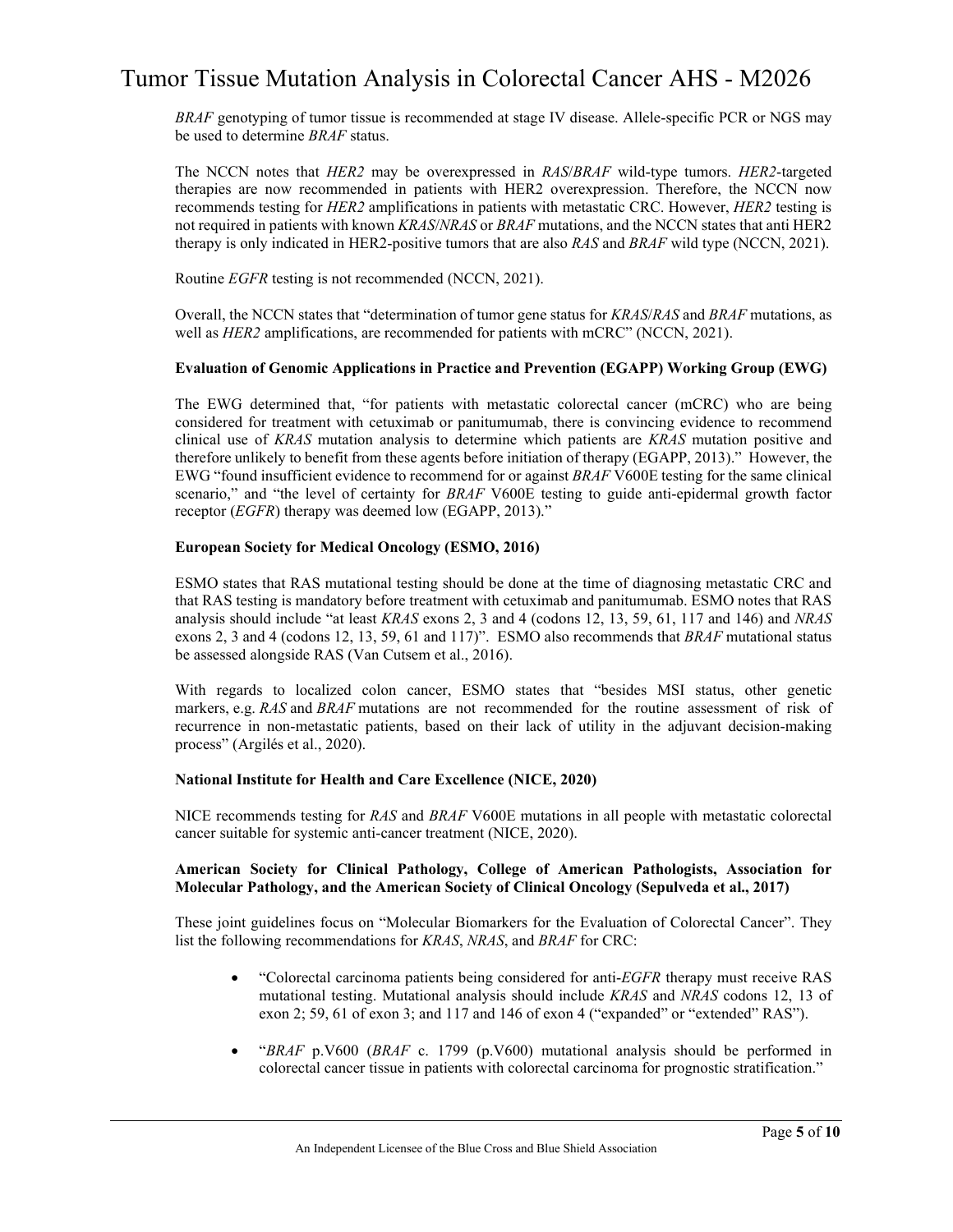*BRAF* genotyping of tumor tissue is recommended at stage IV disease. Allele-specific PCR or NGS may be used to determine *BRAF* status.

The NCCN notes that *HER2* may be overexpressed in *RAS*/*BRAF* wild-type tumors. *HER2*-targeted therapies are now recommended in patients with HER2 overexpression. Therefore, the NCCN now recommends testing for *HER2* amplifications in patients with metastatic CRC. However, *HER2* testing is not required in patients with known *KRAS*/*NRAS* or *BRAF* mutations, and the NCCN states that anti HER2 therapy is only indicated in HER2-positive tumors that are also *RAS* and *BRAF* wild type (NCCN, 2021).

Routine *EGFR* testing is not recommended (NCCN, 2021).

Overall, the NCCN states that "determination of tumor gene status for *KRAS*/*RAS* and *BRAF* mutations, as well as *HER2* amplifications, are recommended for patients with mCRC" (NCCN, 2021).

**Evaluation of Genomic Applications in Practice and Prevention (EGAPP) Working Group (EWG)**

The EWG determined that, "for patients with metastatic colorectal cancer (mCRC) who are being considered for treatment with cetuximab or panitumumab, there is convincing evidence to recommend clinical use of *KRAS* mutation analysis to determine which patients are *KRAS* mutation positive and therefore unlikely to benefit from these agents before initiation of therapy (EGAPP, 2013)." However, the EWG "found insufficient evidence to recommend for or against *BRAF* V600E testing for the same clinical scenario," and "the level of certainty for *BRAF* V600E testing to guide anti-epidermal growth factor receptor (*EGFR*) therapy was deemed low (EGAPP, 2013)."

**European Society for Medical Oncology (ESMO, 2016)**

ESMO states that RAS mutational testing should be done at the time of diagnosing metastatic CRC and that RAS testing is mandatory before treatment with cetuximab and panitumumab. ESMO notes that RAS analysis should include "at least *KRAS* exons 2, 3 and 4 (codons 12, 13, 59, 61, 117 and 146) and *NRAS* exons 2, 3 and 4 (codons 12, 13, 59, 61 and 117)". ESMO also recommends that *BRAF* mutational status be assessed alongside RAS (Van Cutsem et al., 2016).

With regards to localized colon cancer, ESMO states that "besides MSI status, other genetic markers, e.g. *RAS* and *BRAF* mutations are not recommended for the routine assessment of risk of recurrence in non-metastatic patients, based on their lack of utility in the adjuvant decision-making process" (Argilés et al., 2020).

**National Institute for Health and Care Excellence (NICE, 2020)**

NICE recommends testing for *RAS* and *BRAF* V600E mutations in all people with metastatic colorectal cancer suitable for systemic anti-cancer treatment (NICE, 2020).

**American Society for Clinical Pathology, College of American Pathologists, Association for Molecular Pathology, and the American Society of Clinical Oncology (Sepulveda et al., 2017)**

These joint guidelines focus on "Molecular Biomarkers for the Evaluation of Colorectal Cancer". They list the following recommendations for *KRAS*, *NRAS*, and *BRAF* for CRC:

- "Colorectal carcinoma patients being considered for anti-*EGFR* therapy must receive RAS mutational testing. Mutational analysis should include *KRAS* and *NRAS* codons 12, 13 of exon 2; 59, 61 of exon 3; and 117 and 146 of exon 4 ("expanded" or "extended" RAS").
- "*BRAF* p.V600 (*BRAF* c. 1799 (p.V600) mutational analysis should be performed in colorectal cancer tissue in patients with colorectal carcinoma for prognostic stratification."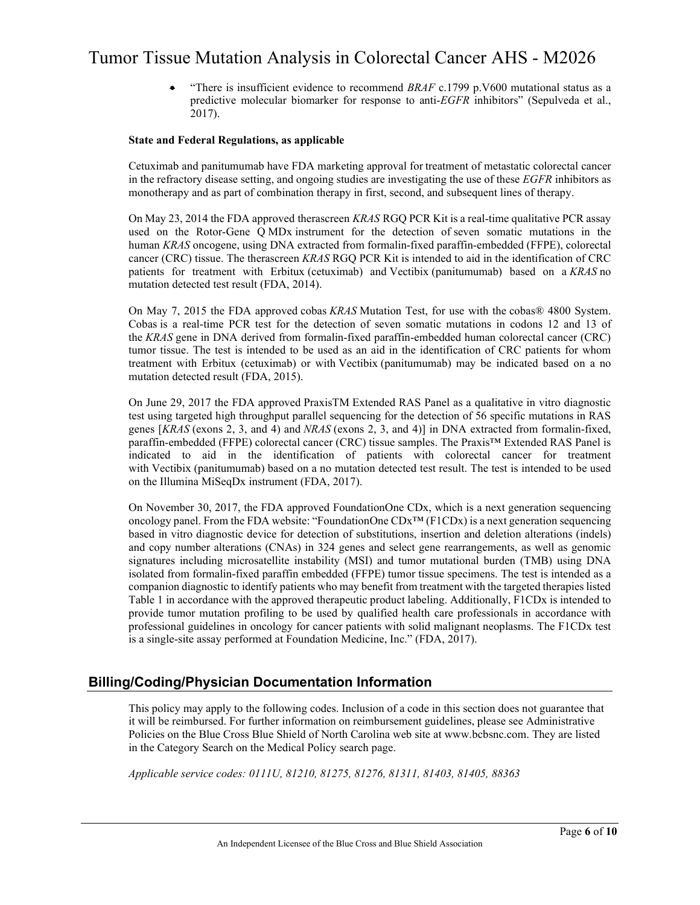- "There is insufficient evidence to recommend *BRAF* c.1799 p.V600 mutational status as a predictive molecular biomarker for response to anti-*EGFR* inhibitors" (Sepulveda et al., 2017).

**State and Federal Regulations, as applicable**

Cetuximab and panitumumab have FDA marketing approval for treatment of metastatic colorectal cancer in the refractory disease setting, and ongoing studies are investigating the use of these *EGFR* inhibitors as monotherapy and as part of combination therapy in first, second, and subsequent lines of therapy.

On May 23, 2014 the FDA approved therascreen *KRAS* RGQ PCR Kit is a real-time qualitative PCR assay used on the Rotor-Gene Q MDx instrument for the detection of seven somatic mutations in the human *KRAS* oncogene, using DNA extracted from formalin-fixed paraffin-embedded (FFPE), colorectal cancer (CRC) tissue. The therascreen *KRAS* RGQ PCR Kit is intended to aid in the identification of CRC patients for treatment with Erbitux (cetuximab) and Vectibix (panitumumab) based on a *KRAS* no mutation detected test result (FDA, 2014).

On May 7, 2015 the FDA approved cobas *KRAS* Mutation Test, for use with the cobas® 4800 System. Cobas is a real-time PCR test for the detection of seven somatic mutations in codons 12 and 13 of the *KRAS* gene in DNA derived from formalin-fixed paraffin-embedded human colorectal cancer (CRC) tumor tissue. The test is intended to be used as an aid in the identification of CRC patients for whom treatment with Erbitux (cetuximab) or with Vectibix (panitumumab) may be indicated based on a no mutation detected result (FDA, 2015).

On June 29, 2017 the FDA approved PraxisTM Extended RAS Panel as a qualitative in vitro diagnostic test using targeted high throughput parallel sequencing for the detection of 56 specific mutations in RAS genes [*KRAS* (exons 2, 3, and 4) and *NRAS* (exons 2, 3, and 4)] in DNA extracted from formalin-fixed, paraffin-embedded (FFPE) colorectal cancer (CRC) tissue samples. The Praxis™ Extended RAS Panel is indicated to aid in the identification of patients with colorectal cancer for treatment with Vectibix (panitumumab) based on a no mutation detected test result. The test is intended to be used on the Illumina MiSeqDx instrument (FDA, 2017).

On November 30, 2017, the FDA approved FoundationOne CDx, which is a next generation sequencing oncology panel. From the FDA website: "FoundationOne CDx™ (F1CDx) is a next generation sequencing based in vitro diagnostic device for detection of substitutions, insertion and deletion alterations (indels) and copy number alterations (CNAs) in 324 genes and select gene rearrangements, as well as genomic signatures including microsatellite instability (MSI) and tumor mutational burden (TMB) using DNA isolated from formalin-fixed paraffin embedded (FFPE) tumor tissue specimens. The test is intended as a companion diagnostic to identify patients who may benefit from treatment with the targeted therapies listed Table 1 in accordance with the approved therapeutic product labeling. Additionally, F1CDx is intended to provide tumor mutation profiling to be used by qualified health care professionals in accordance with professional guidelines in oncology for cancer patients with solid malignant neoplasms. The F1CDx test is a single-site assay performed at Foundation Medicine, Inc." (FDA, 2017).

## Billing/Coding/Physician Documentation Information

This policy may apply to the following codes. Inclusion of a code in this section does not guarantee that it will be reimbursed. For further information on reimbursement guidelines, please see Administrative Policies on the Blue Cross Blue Shield of North Carolina web site at www.bcbsnc.com. They are listed in the Category Search on the Medical Policy search page.

*Applicable service codes: 0111U, 81210, 81275, 81276, 81311, 81403, 81405, 88363*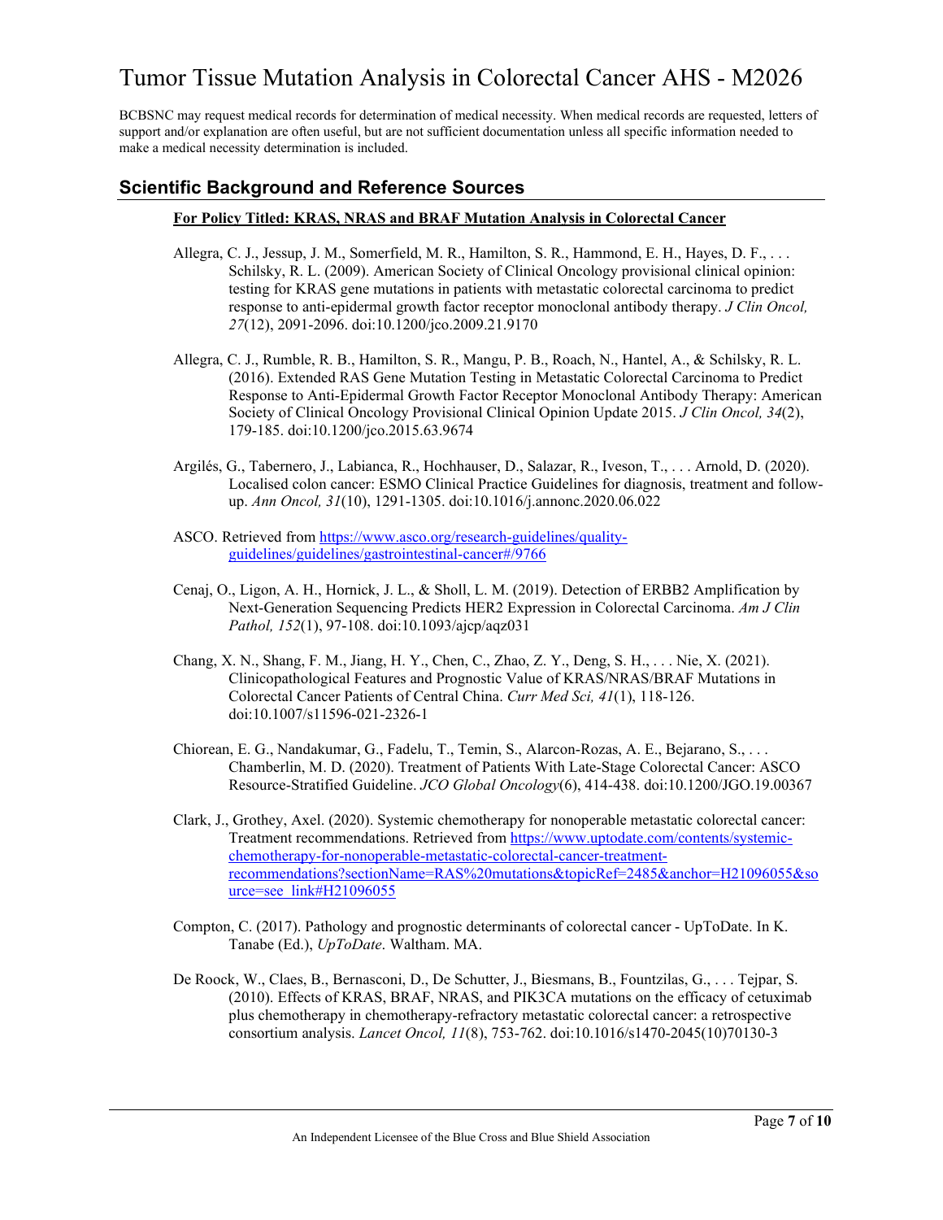BCBSNC may request medical records for determination of medical necessity. When medical records are requested, letters of support and/or explanation are often useful, but are not sufficient documentation unless all specific information needed to make a medical necessity determination is included.

## Scientific Background and Reference Sources

**For Policy Titled: KRAS, NRAS and BRAF Mutation Analysis in Colorectal Cancer**

Allegra, C. J., Jessup, J. M., Somerfield, M. R., Hamilton, S. R., Hammond, E. H., Hayes, D. F., . . . Schilsky, R. L. (2009). American Society of Clinical Oncology provisional clinical opinion: testing for KRAS gene mutations in patients with metastatic colorectal carcinoma to predict response to anti-epidermal growth factor receptor monoclonal antibody therapy. *J Clin Oncol, 27*(12), 2091-2096. doi:10.1200/jco.2009.21.9170

Allegra, C. J., Rumble, R. B., Hamilton, S. R., Mangu, P. B., Roach, N., Hantel, A., & Schilsky, R. L. (2016). Extended RAS Gene Mutation Testing in Metastatic Colorectal Carcinoma to Predict Response to Anti-Epidermal Growth Factor Receptor Monoclonal Antibody Therapy: American Society of Clinical Oncology Provisional Clinical Opinion Update 2015. *J Clin Oncol, 34*(2), 179-185. doi:10.1200/jco.2015.63.9674

Argilés, G., Tabernero, J., Labianca, R., Hochhauser, D., Salazar, R., Iveson, T., . . . Arnold, D. (2020). Localised colon cancer: ESMO Clinical Practice Guidelines for diagnosis, treatment and follow-up. *Ann Oncol, 31*(10), 1291-1305. doi:10.1016/j.annonc.2020.06.022

ASCO. Retrieved from https://www.asco.org/research-guidelines/quality-guidelines/guidelines/gastrointestinal-cancer#/9766

Cenaj, O., Ligon, A. H., Hornick, J. L., & Sholl, L. M. (2019). Detection of ERBB2 Amplification by Next-Generation Sequencing Predicts HER2 Expression in Colorectal Carcinoma. *Am J Clin Pathol, 152*(1), 97-108. doi:10.1093/ajcp/aqz031

Chang, X. N., Shang, F. M., Jiang, H. Y., Chen, C., Zhao, Z. Y., Deng, S. H., . . . Nie, X. (2021). Clinicopathological Features and Prognostic Value of KRAS/NRAS/BRAF Mutations in Colorectal Cancer Patients of Central China. *Curr Med Sci, 41*(1), 118-126. doi:10.1007/s11596-021-2326-1

Chiorean, E. G., Nandakumar, G., Fadelu, T., Temin, S., Alarcon-Rozas, A. E., Bejarano, S., . . . Chamberlin, M. D. (2020). Treatment of Patients With Late-Stage Colorectal Cancer: ASCO Resource-Stratified Guideline. *JCO Global Oncology*(6), 414-438. doi:10.1200/JGO.19.00367

Clark, J., Grothey, Axel. (2020). Systemic chemotherapy for nonoperable metastatic colorectal cancer: Treatment recommendations. Retrieved from https://www.uptodate.com/contents/systemic-chemotherapy-for-nonoperable-metastatic-colorectal-cancer-treatment-recommendations?sectionName=RAS%20mutations&topicRef=2485&anchor=H21096055&source=see_link#H21096055

Compton, C. (2017). Pathology and prognostic determinants of colorectal cancer - UpToDate. In K. Tanabe (Ed.), *UpToDate*. Waltham. MA.

De Roock, W., Claes, B., Bernasconi, D., De Schutter, J., Biesmans, B., Fountzilas, G., . . . Tejpar, S. (2010). Effects of KRAS, BRAF, NRAS, and PIK3CA mutations on the efficacy of cetuximab plus chemotherapy in chemotherapy-refractory metastatic colorectal cancer: a retrospective consortium analysis. *Lancet Oncol, 11*(8), 753-762. doi:10.1016/s1470-2045(10)70130-3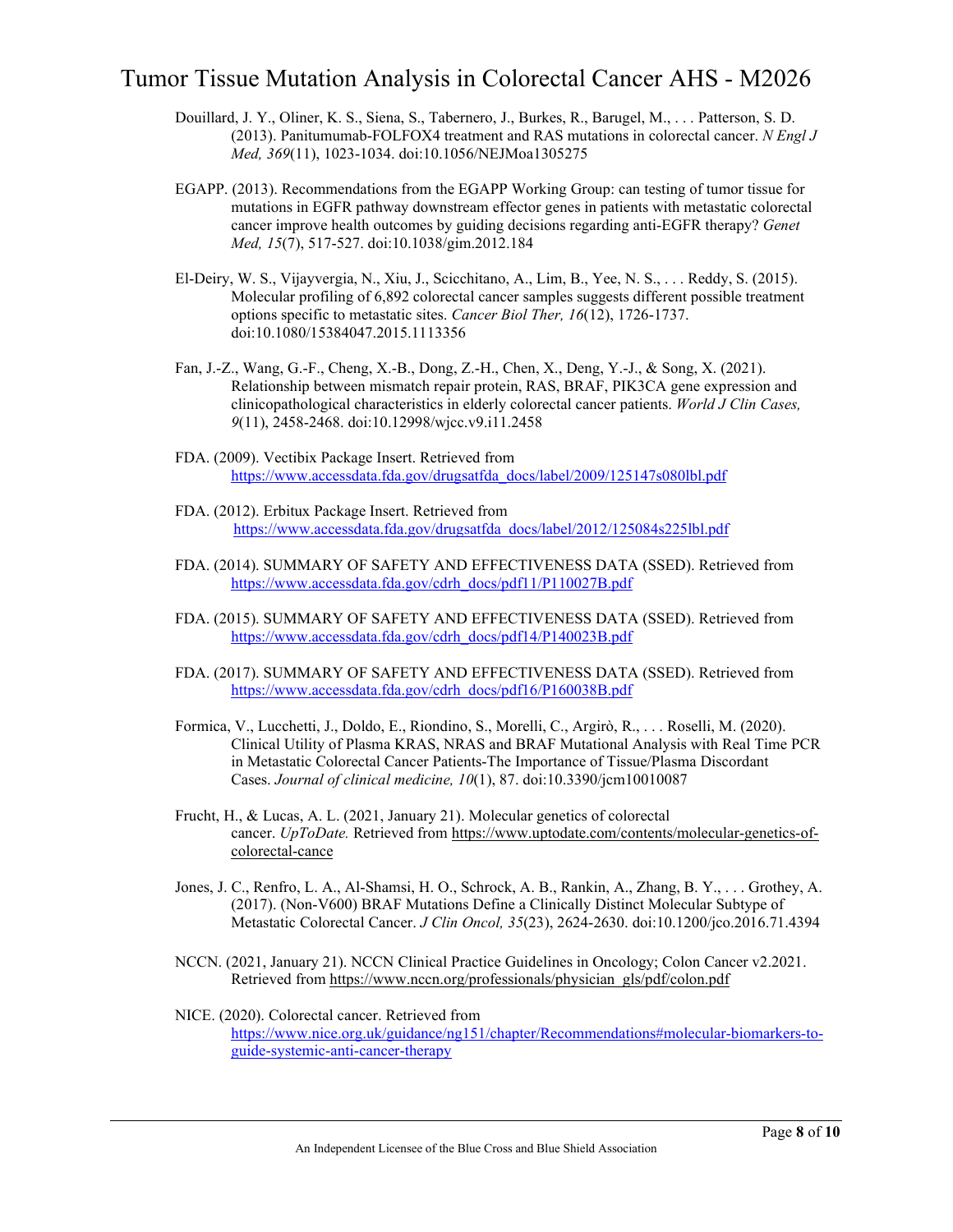Douillard, J. Y., Oliner, K. S., Siena, S., Tabernero, J., Burkes, R., Barugel, M., . . . Patterson, S. D. (2013). Panitumumab-FOLFOX4 treatment and RAS mutations in colorectal cancer. *N Engl J Med, 369*(11), 1023-1034. doi:10.1056/NEJMoa1305275

EGAPP. (2013). Recommendations from the EGAPP Working Group: can testing of tumor tissue for mutations in EGFR pathway downstream effector genes in patients with metastatic colorectal cancer improve health outcomes by guiding decisions regarding anti-EGFR therapy? *Genet Med, 15*(7), 517-527. doi:10.1038/gim.2012.184

El-Deiry, W. S., Vijayvergia, N., Xiu, J., Scicchitano, A., Lim, B., Yee, N. S., . . . Reddy, S. (2015). Molecular profiling of 6,892 colorectal cancer samples suggests different possible treatment options specific to metastatic sites. *Cancer Biol Ther, 16*(12), 1726-1737. doi:10.1080/15384047.2015.1113356

Fan, J.-Z., Wang, G.-F., Cheng, X.-B., Dong, Z.-H., Chen, X., Deng, Y.-J., & Song, X. (2021). Relationship between mismatch repair protein, RAS, BRAF, PIK3CA gene expression and clinicopathological characteristics in elderly colorectal cancer patients. *World J Clin Cases, 9*(11), 2458-2468. doi:10.12998/wjcc.v9.i11.2458

FDA. (2009). Vectibix Package Insert. Retrieved from https://www.accessdata.fda.gov/drugsatfda_docs/label/2009/125147s080lbl.pdf

FDA. (2012). Erbitux Package Insert. Retrieved from https://www.accessdata.fda.gov/drugsatfda_docs/label/2012/125084s225lbl.pdf

FDA. (2014). SUMMARY OF SAFETY AND EFFECTIVENESS DATA (SSED). Retrieved from https://www.accessdata.fda.gov/cdrh_docs/pdf11/P110027B.pdf

FDA. (2015). SUMMARY OF SAFETY AND EFFECTIVENESS DATA (SSED). Retrieved from https://www.accessdata.fda.gov/cdrh_docs/pdf14/P140023B.pdf

FDA. (2017). SUMMARY OF SAFETY AND EFFECTIVENESS DATA (SSED). Retrieved from https://www.accessdata.fda.gov/cdrh_docs/pdf16/P160038B.pdf

Formica, V., Lucchetti, J., Doldo, E., Riondino, S., Morelli, C., Argirò, R., . . . Roselli, M. (2020). Clinical Utility of Plasma KRAS, NRAS and BRAF Mutational Analysis with Real Time PCR in Metastatic Colorectal Cancer Patients-The Importance of Tissue/Plasma Discordant Cases. *Journal of clinical medicine, 10*(1), 87. doi:10.3390/jcm10010087

Frucht, H., & Lucas, A. L. (2021, January 21). Molecular genetics of colorectal cancer. *UpToDate.* Retrieved from https://www.uptodate.com/contents/molecular-genetics-of-colorectal-cance

Jones, J. C., Renfro, L. A., Al-Shamsi, H. O., Schrock, A. B., Rankin, A., Zhang, B. Y., . . . Grothey, A. (2017). (Non-V600) BRAF Mutations Define a Clinically Distinct Molecular Subtype of Metastatic Colorectal Cancer. *J Clin Oncol, 35*(23), 2624-2630. doi:10.1200/jco.2016.71.4394

NCCN. (2021, January 21). NCCN Clinical Practice Guidelines in Oncology; Colon Cancer v2.2021. Retrieved from https://www.nccn.org/professionals/physician_gls/pdf/colon.pdf

NICE. (2020). Colorectal cancer. Retrieved from https://www.nice.org.uk/guidance/ng151/chapter/Recommendations#molecular-biomarkers-to-guide-systemic-anti-cancer-therapy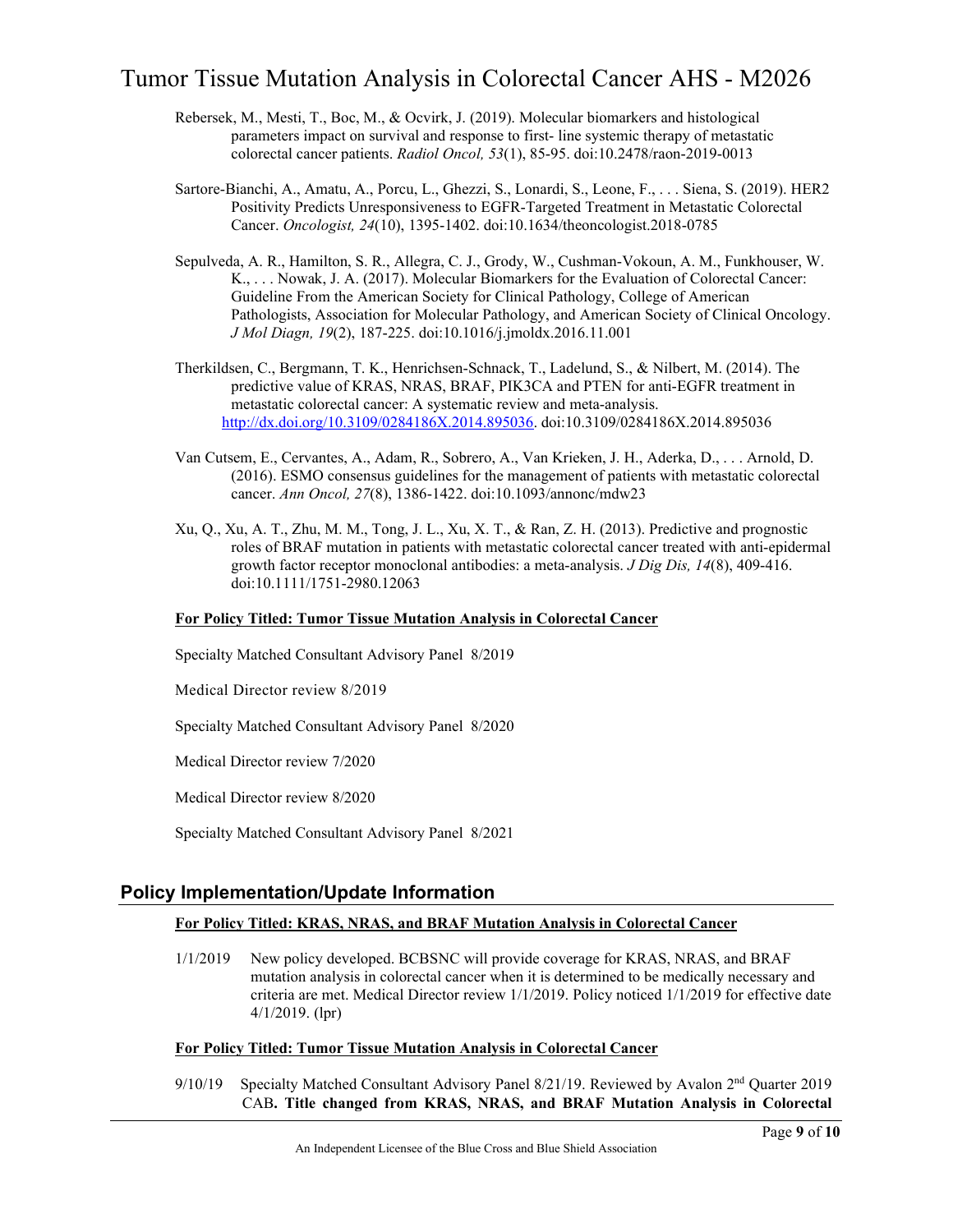Rebersek, M., Mesti, T., Boc, M., & Ocvirk, J. (2019). Molecular biomarkers and histological parameters impact on survival and response to first- line systemic therapy of metastatic colorectal cancer patients. *Radiol Oncol, 53*(1), 85-95. doi:10.2478/raon-2019-0013

Sartore-Bianchi, A., Amatu, A., Porcu, L., Ghezzi, S., Lonardi, S., Leone, F., . . . Siena, S. (2019). HER2 Positivity Predicts Unresponsiveness to EGFR-Targeted Treatment in Metastatic Colorectal Cancer. *Oncologist, 24*(10), 1395-1402. doi:10.1634/theoncologist.2018-0785

Sepulveda, A. R., Hamilton, S. R., Allegra, C. J., Grody, W., Cushman-Vokoun, A. M., Funkhouser, W. K., . . . Nowak, J. A. (2017). Molecular Biomarkers for the Evaluation of Colorectal Cancer: Guideline From the American Society for Clinical Pathology, College of American Pathologists, Association for Molecular Pathology, and American Society of Clinical Oncology. *J Mol Diagn, 19*(2), 187-225. doi:10.1016/j.jmoldx.2016.11.001

Therkildsen, C., Bergmann, T. K., Henrichsen-Schnack, T., Ladelund, S., & Nilbert, M. (2014). The predictive value of KRAS, NRAS, BRAF, PIK3CA and PTEN for anti-EGFR treatment in metastatic colorectal cancer: A systematic review and meta-analysis. http://dx.doi.org/10.3109/0284186X.2014.895036. doi:10.3109/0284186X.2014.895036

Van Cutsem, E., Cervantes, A., Adam, R., Sobrero, A., Van Krieken, J. H., Aderka, D., . . . Arnold, D. (2016). ESMO consensus guidelines for the management of patients with metastatic colorectal cancer. *Ann Oncol, 27*(8), 1386-1422. doi:10.1093/annonc/mdw23

Xu, Q., Xu, A. T., Zhu, M. M., Tong, J. L., Xu, X. T., & Ran, Z. H. (2013). Predictive and prognostic roles of BRAF mutation in patients with metastatic colorectal cancer treated with anti-epidermal growth factor receptor monoclonal antibodies: a meta-analysis. *J Dig Dis, 14*(8), 409-416. doi:10.1111/1751-2980.12063

**For Policy Titled: Tumor Tissue Mutation Analysis in Colorectal Cancer**

Specialty Matched Consultant Advisory Panel 8/2019

Medical Director review 8/2019

Specialty Matched Consultant Advisory Panel 8/2020

Medical Director review 7/2020

Medical Director review 8/2020

Specialty Matched Consultant Advisory Panel 8/2021

## Policy Implementation/Update Information

**For Policy Titled: KRAS, NRAS, and BRAF Mutation Analysis in Colorectal Cancer**

1/1/2019 New policy developed. BCBSNC will provide coverage for KRAS, NRAS, and BRAF mutation analysis in colorectal cancer when it is determined to be medically necessary and criteria are met. Medical Director review 1/1/2019. Policy noticed 1/1/2019 for effective date 4/1/2019. (lpr)

**For Policy Titled: Tumor Tissue Mutation Analysis in Colorectal Cancer**

9/10/19 Specialty Matched Consultant Advisory Panel 8/21/19. Reviewed by Avalon 2nd Quarter 2019 CAB**. Title changed from KRAS, NRAS, and BRAF Mutation Analysis in Colorectal**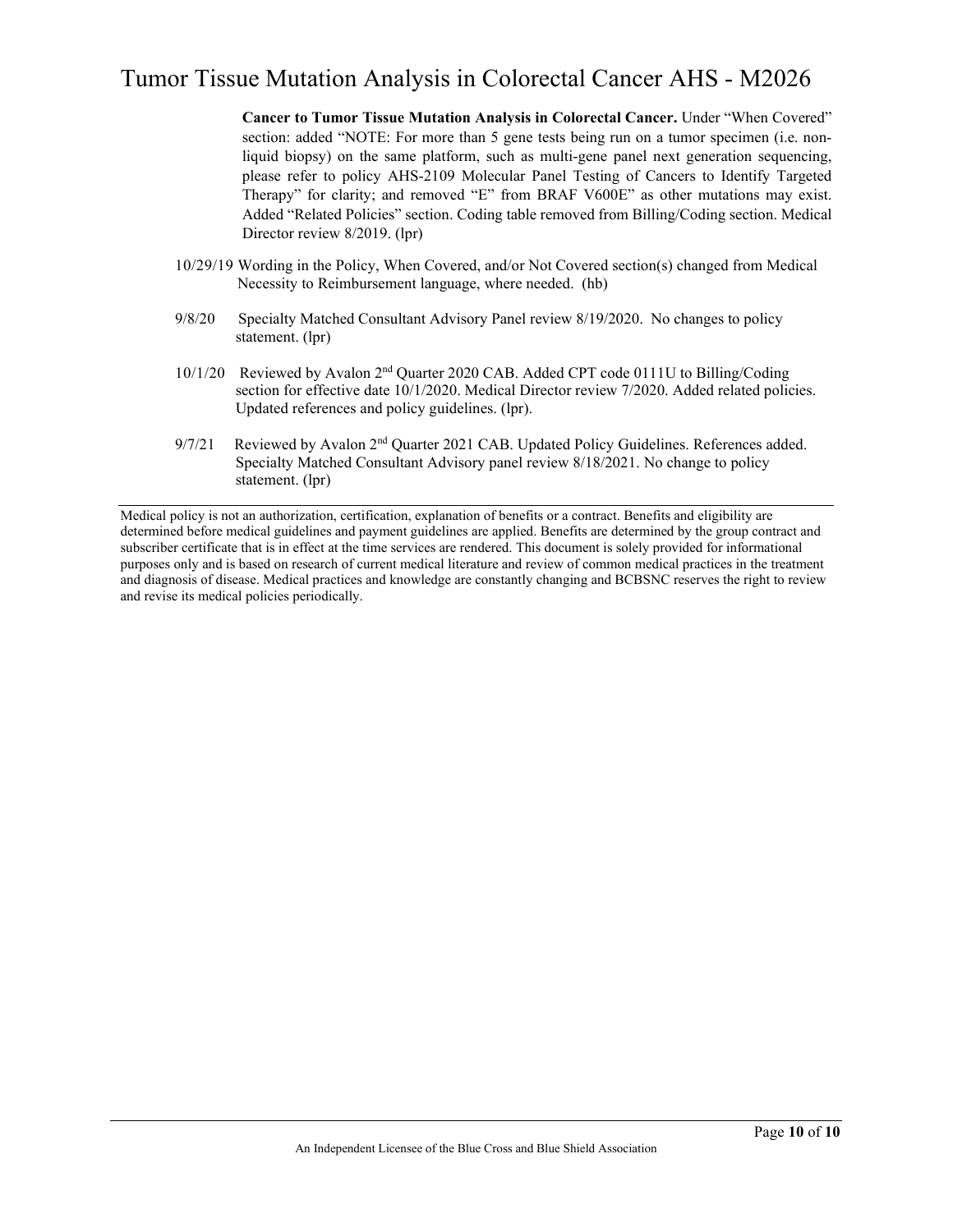**Cancer to Tumor Tissue Mutation Analysis in Colorectal Cancer.** Under "When Covered" section: added "NOTE: For more than 5 gene tests being run on a tumor specimen (i.e. non-liquid biopsy) on the same platform, such as multi-gene panel next generation sequencing, please refer to policy AHS-2109 Molecular Panel Testing of Cancers to Identify Targeted Therapy" for clarity; and removed "E" from BRAF V600E" as other mutations may exist. Added "Related Policies" section. Coding table removed from Billing/Coding section. Medical Director review 8/2019. (lpr)

10/29/19 Wording in the Policy, When Covered, and/or Not Covered section(s) changed from Medical Necessity to Reimbursement language, where needed. (hb)

9/8/20 Specialty Matched Consultant Advisory Panel review 8/19/2020. No changes to policy statement. (lpr)

10/1/20 Reviewed by Avalon 2nd Quarter 2020 CAB. Added CPT code 0111U to Billing/Coding section for effective date 10/1/2020. Medical Director review 7/2020. Added related policies. Updated references and policy guidelines. (lpr).

9/7/21 Reviewed by Avalon 2nd Quarter 2021 CAB. Updated Policy Guidelines. References added. Specialty Matched Consultant Advisory panel review 8/18/2021. No change to policy statement. (lpr)

---

Medical policy is not an authorization, certification, explanation of benefits or a contract. Benefits and eligibility are determined before medical guidelines and payment guidelines are applied. Benefits are determined by the group contract and subscriber certificate that is in effect at the time services are rendered. This document is solely provided for informational purposes only and is based on research of current medical literature and review of common medical practices in the treatment and diagnosis of disease. Medical practices and knowledge are constantly changing and BCBSNC reserves the right to review and revise its medical policies periodically.